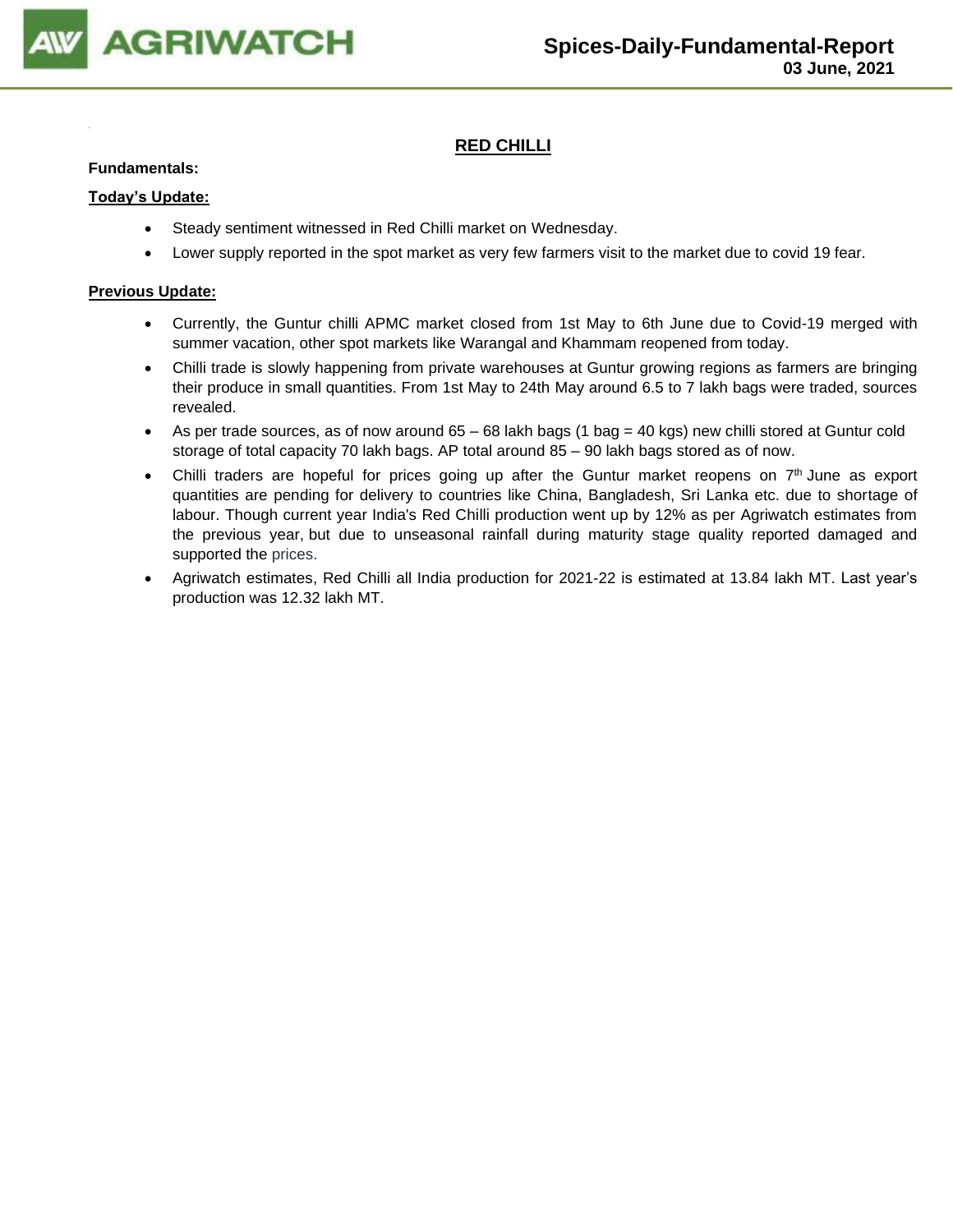# Spices-Daily-Fundamental-Report

**03 June, 2021**

## RED CHILLI

**Fundamentals:**

**Today's Update:**

- Steady sentiment witnessed in Red Chilli market on Wednesday.
- Lower supply reported in the spot market as very few farmers visit to the market due to covid 19 fear.

**Previous Update:**

- Currently, the Guntur chilli APMC market closed from 1st May to 6th June due to Covid-19 merged with summer vacation, other spot markets like Warangal and Khammam reopened from today.
- Chilli trade is slowly happening from private warehouses at Guntur growing regions as farmers are bringing their produce in small quantities. From 1st May to 24th May around 6.5 to 7 lakh bags were traded, sources revealed.
- As per trade sources, as of now around 65 – 68 lakh bags (1 bag = 40 kgs) new chilli stored at Guntur cold storage of total capacity 70 lakh bags. AP total around 85 – 90 lakh bags stored as of now.
- Chilli traders are hopeful for prices going up after the Guntur market reopens on 7th June as export quantities are pending for delivery to countries like China, Bangladesh, Sri Lanka etc. due to shortage of labour. Though current year India's Red Chilli production went up by 12% as per Agriwatch estimates from the previous year, but due to unseasonal rainfall during maturity stage quality reported damaged and supported the prices.
- Agriwatch estimates, Red Chilli all India production for 2021-22 is estimated at 13.84 lakh MT. Last year's production was 12.32 lakh MT.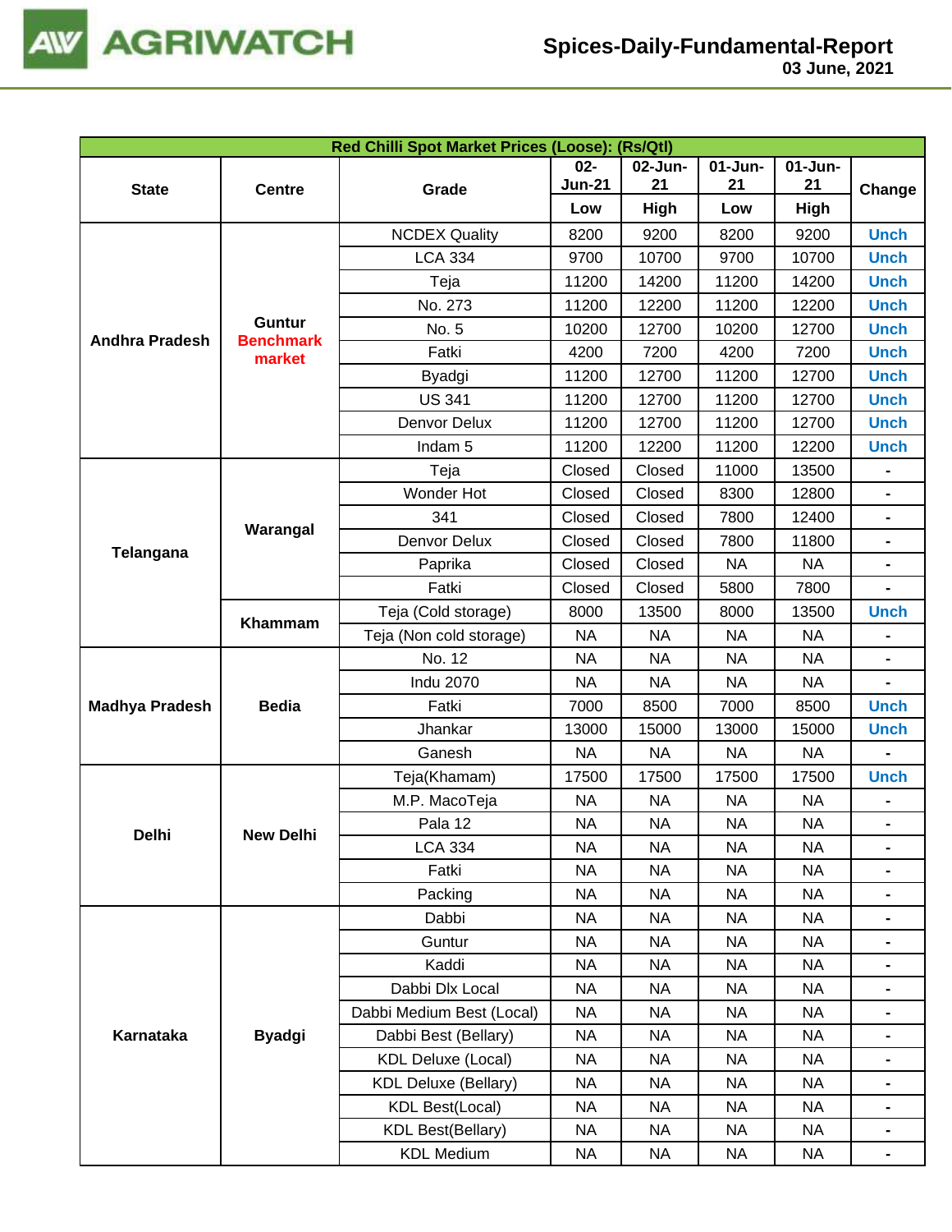Spices-Daily-Fundamental-Report
03 June, 2021

| Red Chilli Spot Market Prices (Loose): (Rs/Qtl) | | | | | | | |
|---|---|---|---|---|---|---|---|
| State | Centre | Grade | 02-Jun-21 | 02-Jun-21 | 01-Jun-21 | 01-Jun-21 | Change |
| | | | Low | High | Low | High | |
| Andhra Pradesh | Guntur Benchmark market | NCDEX Quality | 8200 | 9200 | 8200 | 9200 | Unch |
| | | LCA 334 | 9700 | 10700 | 9700 | 10700 | Unch |
| | | Teja | 11200 | 14200 | 11200 | 14200 | Unch |
| | | No. 273 | 11200 | 12200 | 11200 | 12200 | Unch |
| | | No. 5 | 10200 | 12700 | 10200 | 12700 | Unch |
| | | Fatki | 4200 | 7200 | 4200 | 7200 | Unch |
| | | Byadgi | 11200 | 12700 | 11200 | 12700 | Unch |
| | | US 341 | 11200 | 12700 | 11200 | 12700 | Unch |
| | | Denvor Delux | 11200 | 12700 | 11200 | 12700 | Unch |
| | | Indam 5 | 11200 | 12200 | 11200 | 12200 | Unch |
| Telangana | Warangal | Teja | Closed | Closed | 11000 | 13500 | - |
| | | Wonder Hot | Closed | Closed | 8300 | 12800 | - |
| | | 341 | Closed | Closed | 7800 | 12400 | - |
| | | Denvor Delux | Closed | Closed | 7800 | 11800 | - |
| | | Paprika | Closed | Closed | NA | NA | - |
| | | Fatki | Closed | Closed | 5800 | 7800 | - |
| | Khammam | Teja (Cold storage) | 8000 | 13500 | 8000 | 13500 | Unch |
| | | Teja (Non cold storage) | NA | NA | NA | NA | - |
| Madhya Pradesh | Bedia | No. 12 | NA | NA | NA | NA | - |
| | | Indu 2070 | NA | NA | NA | NA | - |
| | | Fatki | 7000 | 8500 | 7000 | 8500 | Unch |
| | | Jhankar | 13000 | 15000 | 13000 | 15000 | Unch |
| | | Ganesh | NA | NA | NA | NA | - |
| Delhi | New Delhi | Teja(Khamam) | 17500 | 17500 | 17500 | 17500 | Unch |
| | | M.P. MacoTeja | NA | NA | NA | NA | - |
| | | Pala 12 | NA | NA | NA | NA | - |
| | | LCA 334 | NA | NA | NA | NA | - |
| | | Fatki | NA | NA | NA | NA | - |
| | | Packing | NA | NA | NA | NA | - |
| Karnataka | Byadgi | Dabbi | NA | NA | NA | NA | - |
| | | Guntur | NA | NA | NA | NA | - |
| | | Kaddi | NA | NA | NA | NA | - |
| | | Dabbi Dlx Local | NA | NA | NA | NA | - |
| | | Dabbi Medium Best (Local) | NA | NA | NA | NA | - |
| | | Dabbi Best (Bellary) | NA | NA | NA | NA | - |
| | | KDL Deluxe (Local) | NA | NA | NA | NA | - |
| | | KDL Deluxe (Bellary) | NA | NA | NA | NA | - |
| | | KDL Best(Local) | NA | NA | NA | NA | - |
| | | KDL Best(Bellary) | NA | NA | NA | NA | - |
| | | KDL Medium | NA | NA | NA | NA | - |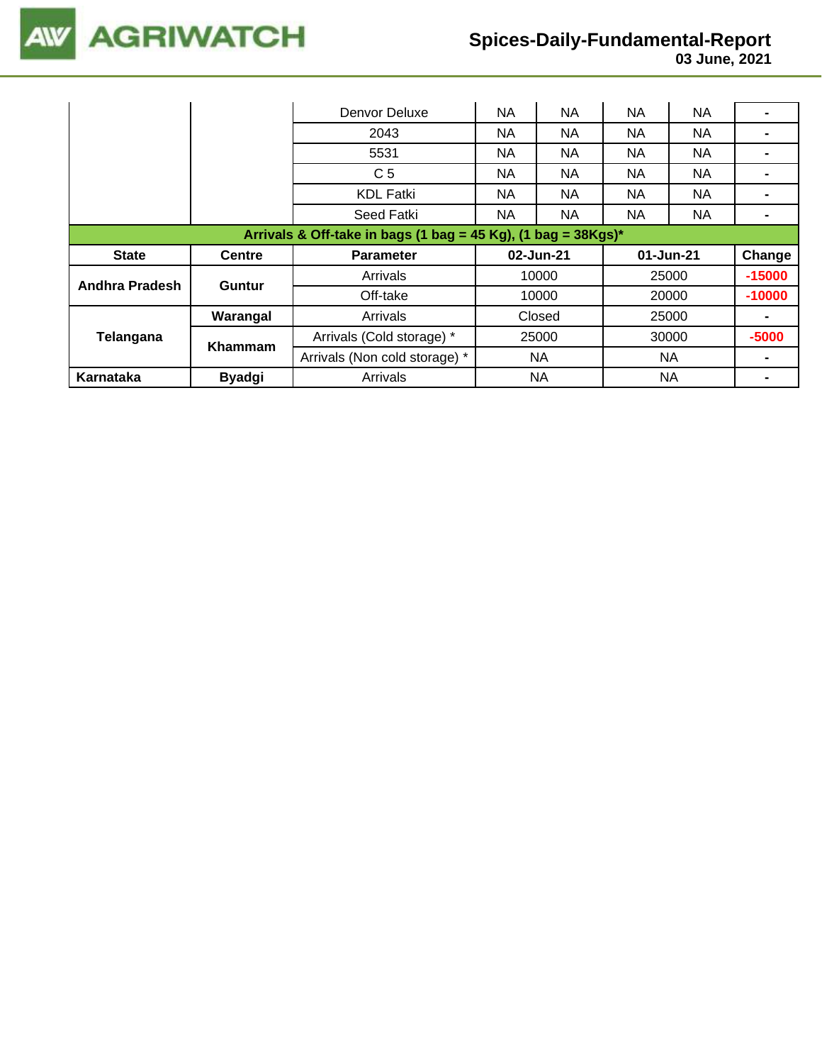| | | | | | | | |
|---|---|---|---|---|---|---|---|
| | | Denvor Deluxe | NA | NA | NA | NA | - |
| | | 2043 | NA | NA | NA | NA | - |
| | | 5531 | NA | NA | NA | NA | - |
| | | C 5 | NA | NA | NA | NA | - |
| | | KDL Fatki | NA | NA | NA | NA | - |
| | | Seed Fatki | NA | NA | NA | NA | - |

**Arrivals & Off-take in bags (1 bag = 45 Kg), (1 bag = 38Kgs)***

| State | Centre | Parameter | 02-Jun-21 | 01-Jun-21 | Change |
|---|---|---|---|---|---|
| Andhra Pradesh | Guntur | Arrivals | 10000 | 25000 | -15000 |
| | | Off-take | 10000 | 20000 | -10000 |
| Telangana | Warangal | Arrivals | Closed | 25000 | - |
| | Khammam | Arrivals (Cold storage) * | 25000 | 30000 | -5000 |
| | | Arrivals (Non cold storage) * | NA | NA | - |
| Karnataka | Byadgi | Arrivals | NA | NA | - |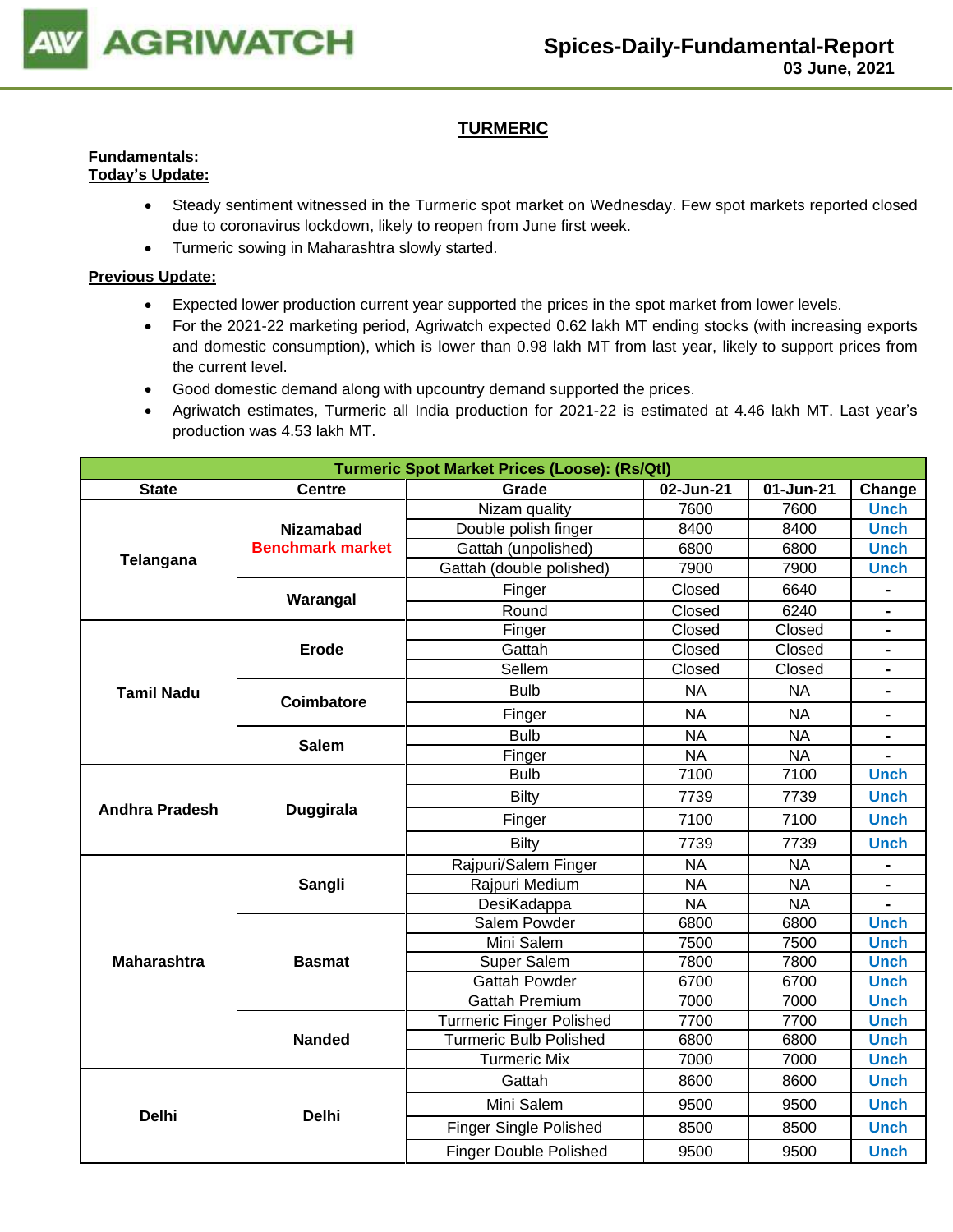# TURMERIC

**Fundamentals:**

**Today's Update:**

- Steady sentiment witnessed in the Turmeric spot market on Wednesday. Few spot markets reported closed due to coronavirus lockdown, likely to reopen from June first week.
- Turmeric sowing in Maharashtra slowly started.

**Previous Update:**

- Expected lower production current year supported the prices in the spot market from lower levels.
- For the 2021-22 marketing period, Agriwatch expected 0.62 lakh MT ending stocks (with increasing exports and domestic consumption), which is lower than 0.98 lakh MT from last year, likely to support prices from the current level.
- Good domestic demand along with upcountry demand supported the prices.
- Agriwatch estimates, Turmeric all India production for 2021-22 is estimated at 4.46 lakh MT. Last year's production was 4.53 lakh MT.

| Turmeric Spot Market Prices (Loose): (Rs/Qtl) | | | | | |
|---|---|---|---|---|---|
| State | Centre | Grade | 02-Jun-21 | 01-Jun-21 | Change |
| Telangana | Nizamabad Benchmark market | Nizam quality | 7600 | 7600 | Unch |
| | | Double polish finger | 8400 | 8400 | Unch |
| | | Gattah (unpolished) | 6800 | 6800 | Unch |
| | | Gattah (double polished) | 7900 | 7900 | Unch |
| | Warangal | Finger | Closed | 6640 | - |
| | | Round | Closed | 6240 | - |
| Tamil Nadu | Erode | Finger | Closed | Closed | - |
| | | Gattah | Closed | Closed | - |
| | | Sellem | Closed | Closed | - |
| | Coimbatore | Bulb | NA | NA | - |
| | | Finger | NA | NA | - |
| | Salem | Bulb | NA | NA | - |
| | | Finger | NA | NA | - |
| Andhra Pradesh | Duggirala | Bulb | 7100 | 7100 | Unch |
| | | Bilty | 7739 | 7739 | Unch |
| | | Finger | 7100 | 7100 | Unch |
| | | Bilty | 7739 | 7739 | Unch |
| Maharashtra | Sangli | Rajpuri/Salem Finger | NA | NA | - |
| | | Rajpuri Medium | NA | NA | - |
| | | DesiKadappa | NA | NA | - |
| | Basmat | Salem Powder | 6800 | 6800 | Unch |
| | | Mini Salem | 7500 | 7500 | Unch |
| | | Super Salem | 7800 | 7800 | Unch |
| | | Gattah Powder | 6700 | 6700 | Unch |
| | | Gattah Premium | 7000 | 7000 | Unch |
| | Nanded | Turmeric Finger Polished | 7700 | 7700 | Unch |
| | | Turmeric Bulb Polished | 6800 | 6800 | Unch |
| | | Turmeric Mix | 7000 | 7000 | Unch |
| Delhi | Delhi | Gattah | 8600 | 8600 | Unch |
| | | Mini Salem | 9500 | 9500 | Unch |
| | | Finger Single Polished | 8500 | 8500 | Unch |
| | | Finger Double Polished | 9500 | 9500 | Unch |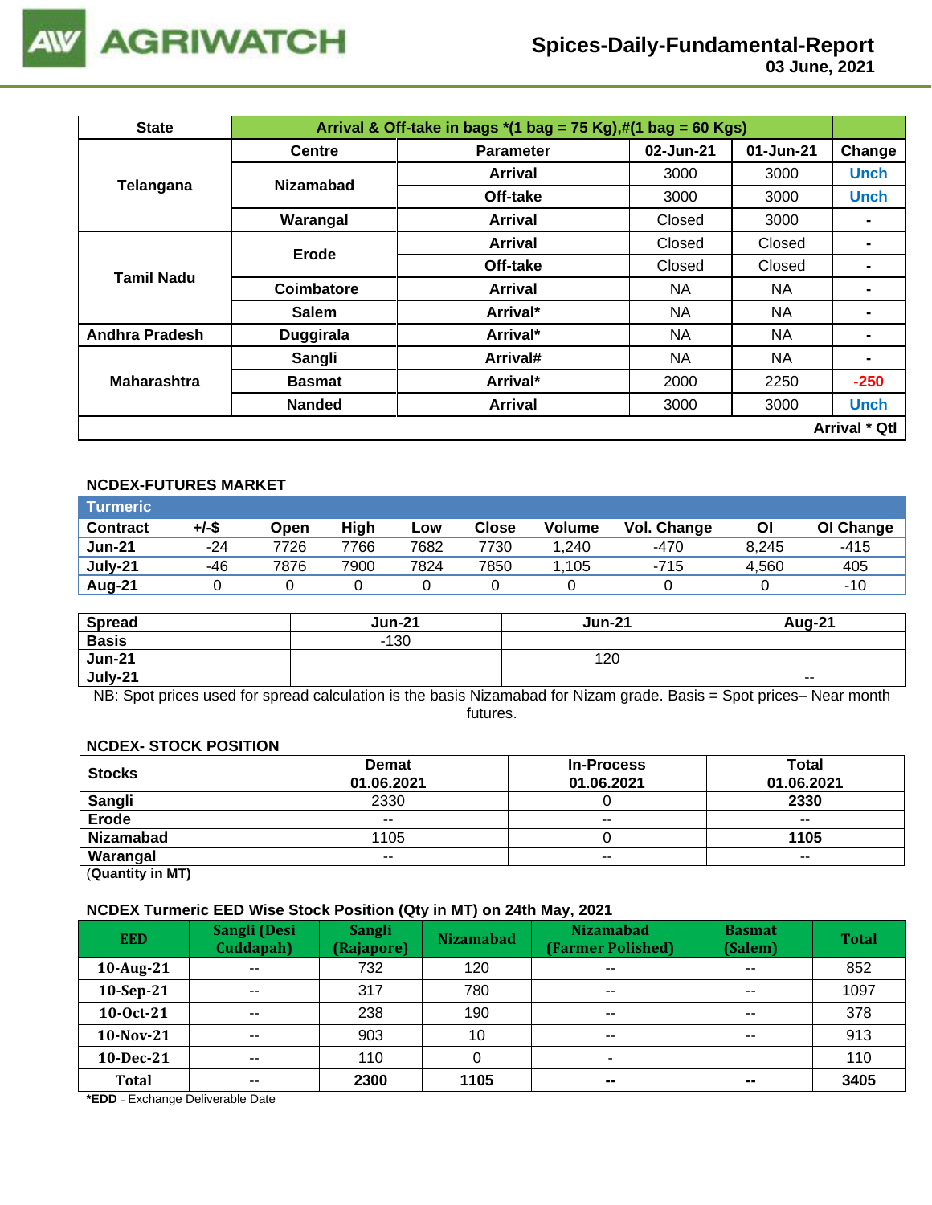# Spices-Daily-Fundamental-Report

03 June, 2021

| State | Arrival & Off-take in bags *(1 bag = 75 Kg),#(1 bag = 60 Kgs) | | | | |
|---|---|---|---|---|---|
| | Centre | Parameter | 02-Jun-21 | 01-Jun-21 | Change |
| Telangana | Nizamabad | Arrival | 3000 | 3000 | Unch |
| | | Off-take | 3000 | 3000 | Unch |
| | Warangal | Arrival | Closed | 3000 | - |
| Tamil Nadu | Erode | Arrival | Closed | Closed | - |
| | | Off-take | Closed | Closed | - |
| | Coimbatore | Arrival | NA | NA | - |
| | Salem | Arrival* | NA | NA | - |
| Andhra Pradesh | Duggirala | Arrival* | NA | NA | - |
| Maharashtra | Sangli | Arrival# | NA | NA | - |
| | Basmat | Arrival* | 2000 | 2250 | -250 |
| | Nanded | Arrival | 3000 | 3000 | Unch |
| | | | | | Arrival * Qtl |

### NCDEX-FUTURES MARKET

**Turmeric**

| Contract | +/-$ | Open | High | Low | Close | Volume | Vol. Change | OI | OI Change |
|---|---|---|---|---|---|---|---|---|---|
| Jun-21 | -24 | 7726 | 7766 | 7682 | 7730 | 1,240 | -470 | 8,245 | -415 |
| July-21 | -46 | 7876 | 7900 | 7824 | 7850 | 1,105 | -715 | 4,560 | 405 |
| Aug-21 | 0 | 0 | 0 | 0 | 0 | 0 | 0 | 0 | -10 |

| Spread | Jun-21 | Jun-21 | Aug-21 |
|---|---|---|---|
| Basis | -130 | | |
| Jun-21 | | 120 | |
| July-21 | | | -- |

NB: Spot prices used for spread calculation is the basis Nizamabad for Nizam grade. Basis = Spot prices– Near month futures.

### NCDEX- STOCK POSITION

| Stocks | Demat | In-Process | Total |
|---|---|---|---|
| | 01.06.2021 | 01.06.2021 | 01.06.2021 |
| Sangli | 2330 | 0 | 2330 |
| Erode | -- | -- | -- |
| Nizamabad | 1105 | 0 | 1105 |
| Warangal | -- | -- | -- |

(Quantity in MT)

### NCDEX Turmeric EED Wise Stock Position (Qty in MT) on 24th May, 2021

| EED | Sangli (Desi Cuddapah) | Sangli (Rajapore) | Nizamabad | Nizamabad (Farmer Polished) | Basmat (Salem) | Total |
|---|---|---|---|---|---|---|
| 10-Aug-21 | -- | 732 | 120 | -- | -- | 852 |
| 10-Sep-21 | -- | 317 | 780 | -- | -- | 1097 |
| 10-Oct-21 | -- | 238 | 190 | -- | -- | 378 |
| 10-Nov-21 | -- | 903 | 10 | -- | -- | 913 |
| 10-Dec-21 | -- | 110 | 0 | - | | 110 |
| Total | -- | 2300 | 1105 | -- | -- | 3405 |

*EDD – Exchange Deliverable Date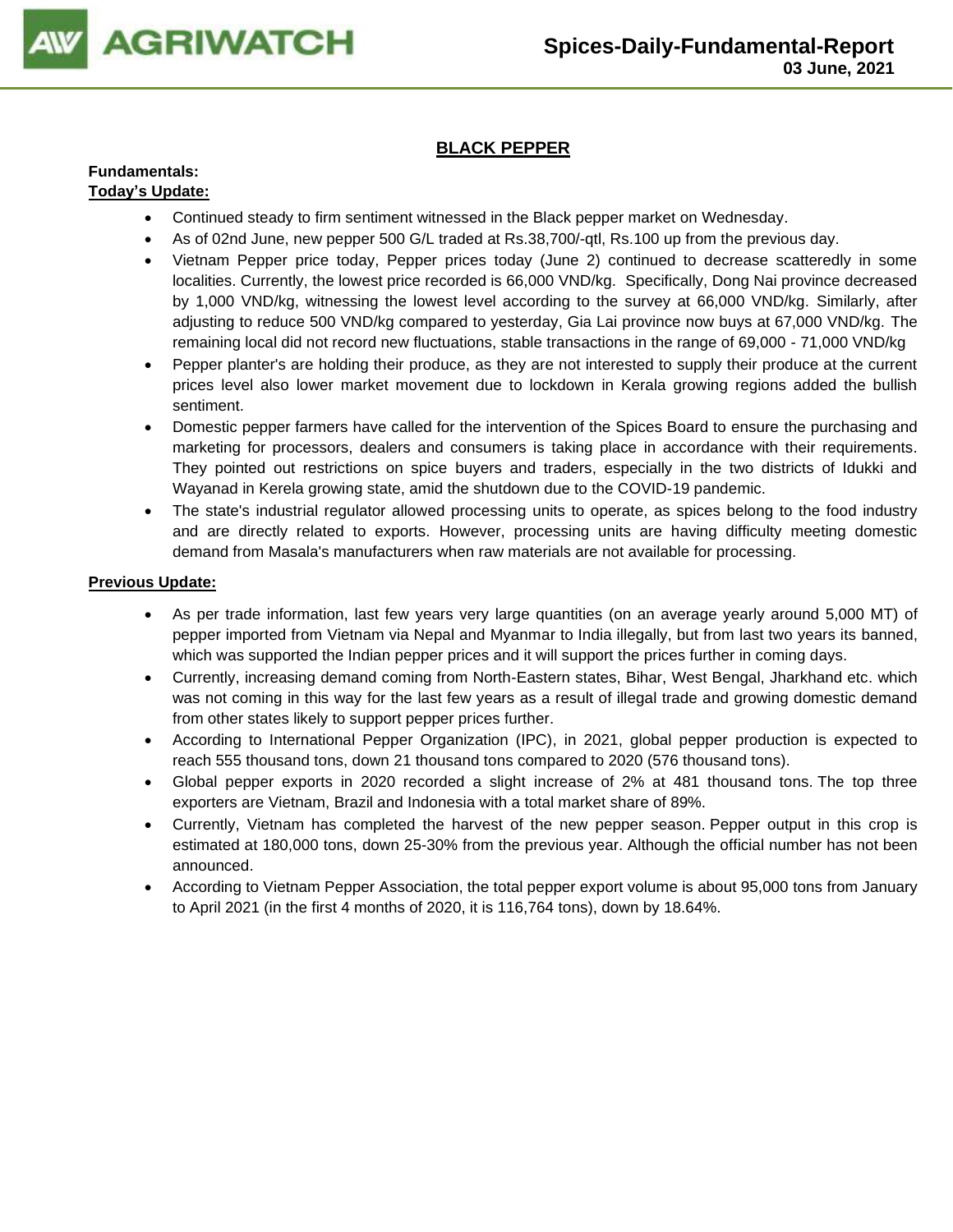## BLACK PEPPER

**Fundamentals:**

**Today's Update:**

- Continued steady to firm sentiment witnessed in the Black pepper market on Wednesday.
- As of 02nd June, new pepper 500 G/L traded at Rs.38,700/-qtl, Rs.100 up from the previous day.
- Vietnam Pepper price today, Pepper prices today (June 2) continued to decrease scatteredly in some localities. Currently, the lowest price recorded is 66,000 VND/kg. Specifically, Dong Nai province decreased by 1,000 VND/kg, witnessing the lowest level according to the survey at 66,000 VND/kg. Similarly, after adjusting to reduce 500 VND/kg compared to yesterday, Gia Lai province now buys at 67,000 VND/kg. The remaining local did not record new fluctuations, stable transactions in the range of 69,000 - 71,000 VND/kg
- Pepper planter's are holding their produce, as they are not interested to supply their produce at the current prices level also lower market movement due to lockdown in Kerala growing regions added the bullish sentiment.
- Domestic pepper farmers have called for the intervention of the Spices Board to ensure the purchasing and marketing for processors, dealers and consumers is taking place in accordance with their requirements. They pointed out restrictions on spice buyers and traders, especially in the two districts of Idukki and Wayanad in Kerela growing state, amid the shutdown due to the COVID-19 pandemic.
- The state's industrial regulator allowed processing units to operate, as spices belong to the food industry and are directly related to exports. However, processing units are having difficulty meeting domestic demand from Masala's manufacturers when raw materials are not available for processing.

**Previous Update:**

- As per trade information, last few years very large quantities (on an average yearly around 5,000 MT) of pepper imported from Vietnam via Nepal and Myanmar to India illegally, but from last two years its banned, which was supported the Indian pepper prices and it will support the prices further in coming days.
- Currently, increasing demand coming from North-Eastern states, Bihar, West Bengal, Jharkhand etc. which was not coming in this way for the last few years as a result of illegal trade and growing domestic demand from other states likely to support pepper prices further.
- According to International Pepper Organization (IPC), in 2021, global pepper production is expected to reach 555 thousand tons, down 21 thousand tons compared to 2020 (576 thousand tons).
- Global pepper exports in 2020 recorded a slight increase of 2% at 481 thousand tons. The top three exporters are Vietnam, Brazil and Indonesia with a total market share of 89%.
- Currently, Vietnam has completed the harvest of the new pepper season. Pepper output in this crop is estimated at 180,000 tons, down 25-30% from the previous year. Although the official number has not been announced.
- According to Vietnam Pepper Association, the total pepper export volume is about 95,000 tons from January to April 2021 (in the first 4 months of 2020, it is 116,764 tons), down by 18.64%.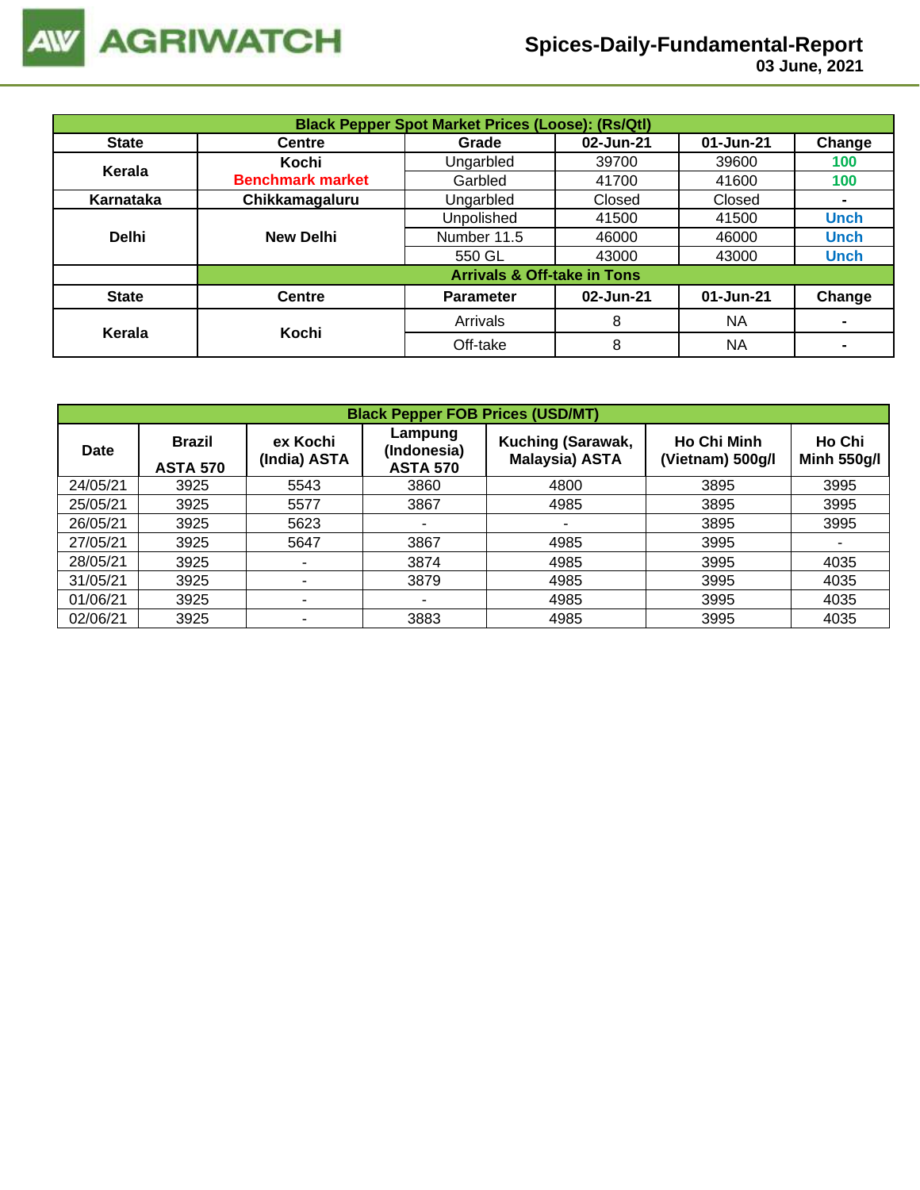# Spices-Daily-Fundamental-Report

**03 June, 2021**

| Black Pepper Spot Market Prices (Loose): (Rs/Qtl) | | | | | |
|---|---|---|---|---|---|
| **State** | **Centre** | **Grade** | **02-Jun-21** | **01-Jun-21** | **Change** |
| **Kerala** | **Kochi** / **Benchmark market** | Ungarbled | 39700 | 39600 | 100 |
| | | Garbled | 41700 | 41600 | 100 |
| **Karnataka** | **Chikkamagaluru** | Ungarbled | Closed | Closed | - |
| **Delhi** | **New Delhi** | Unpolished | 41500 | 41500 | Unch |
| | | Number 11.5 | 46000 | 46000 | Unch |
| | | 550 GL | 43000 | 43000 | Unch |
| | **Arrivals & Off-take in Tons** | | | | |
| **State** | **Centre** | **Parameter** | **02-Jun-21** | **01-Jun-21** | **Change** |
| **Kerala** | **Kochi** | Arrivals | 8 | NA | - |
| | | Off-take | 8 | NA | - |

| Black Pepper FOB Prices (USD/MT) | | | | | | |
|---|---|---|---|---|---|---|
| **Date** | **Brazil ASTA 570** | **ex Kochi (India) ASTA** | **Lampung (Indonesia) ASTA 570** | **Kuching (Sarawak, Malaysia) ASTA** | **Ho Chi Minh (Vietnam) 500g/l** | **Ho Chi Minh 550g/l** |
| 24/05/21 | 3925 | 5543 | 3860 | 4800 | 3895 | 3995 |
| 25/05/21 | 3925 | 5577 | 3867 | 4985 | 3895 | 3995 |
| 26/05/21 | 3925 | 5623 | - | - | 3895 | 3995 |
| 27/05/21 | 3925 | 5647 | 3867 | 4985 | 3995 | - |
| 28/05/21 | 3925 | - | 3874 | 4985 | 3995 | 4035 |
| 31/05/21 | 3925 | - | 3879 | 4985 | 3995 | 4035 |
| 01/06/21 | 3925 | - | - | 4985 | 3995 | 4035 |
| 02/06/21 | 3925 | - | 3883 | 4985 | 3995 | 4035 |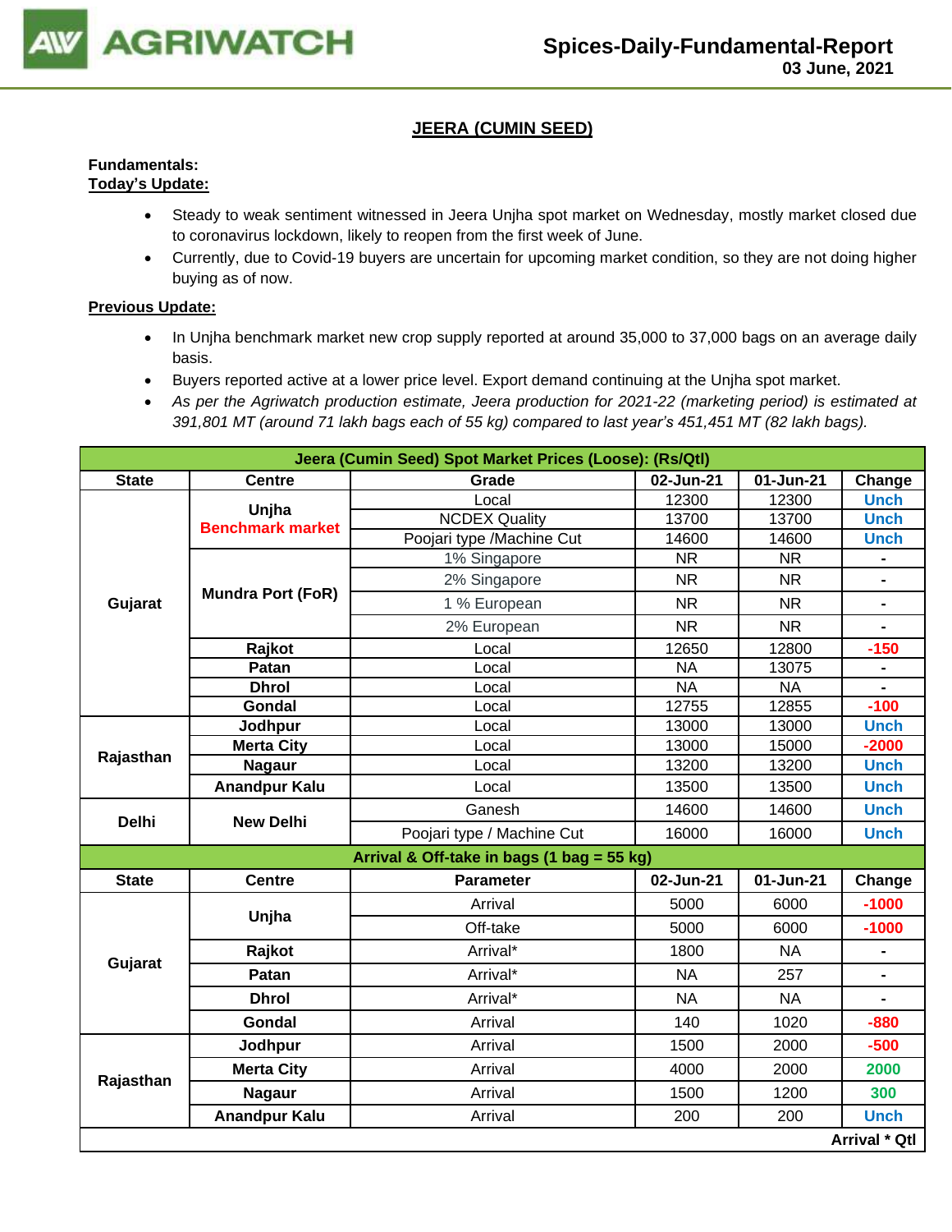## JEERA (CUMIN SEED)

**Fundamentals:**
**Today's Update:**

- Steady to weak sentiment witnessed in Jeera Unjha spot market on Wednesday, mostly market closed due to coronavirus lockdown, likely to reopen from the first week of June.
- Currently, due to Covid-19 buyers are uncertain for upcoming market condition, so they are not doing higher buying as of now.

**Previous Update:**

- In Unjha benchmark market new crop supply reported at around 35,000 to 37,000 bags on an average daily basis.
- Buyers reported active at a lower price level. Export demand continuing at the Unjha spot market.
- *As per the Agriwatch production estimate, Jeera production for 2021-22 (marketing period) is estimated at 391,801 MT (around 71 lakh bags each of 55 kg) compared to last year's 451,451 MT (82 lakh bags).*

| Jeera (Cumin Seed) Spot Market Prices (Loose): (Rs/Qtl) | | | | | |
|---|---|---|---|---|---|
| **State** | **Centre** | **Grade** | **02-Jun-21** | **01-Jun-21** | **Change** |
| Gujarat | Unjha Benchmark market | Local | 12300 | 12300 | Unch |
| | | NCDEX Quality | 13700 | 13700 | Unch |
| | | Poojari type /Machine Cut | 14600 | 14600 | Unch |
| | Mundra Port (FoR) | 1% Singapore | NR | NR | - |
| | | 2% Singapore | NR | NR | - |
| | | 1 % European | NR | NR | - |
| | | 2% European | NR | NR | - |
| | Rajkot | Local | 12650 | 12800 | -150 |
| | Patan | Local | NA | 13075 | - |
| | Dhrol | Local | NA | NA | - |
| | Gondal | Local | 12755 | 12855 | -100 |
| Rajasthan | Jodhpur | Local | 13000 | 13000 | Unch |
| | Merta City | Local | 13000 | 15000 | -2000 |
| | Nagaur | Local | 13200 | 13200 | Unch |
| | Anandpur Kalu | Local | 13500 | 13500 | Unch |
| Delhi | New Delhi | Ganesh | 14600 | 14600 | Unch |
| | | Poojari type / Machine Cut | 16000 | 16000 | Unch |
| **Arrival & Off-take in bags (1 bag = 55 kg)** | | | | | |
| **State** | **Centre** | **Parameter** | **02-Jun-21** | **01-Jun-21** | **Change** |
| Gujarat | Unjha | Arrival | 5000 | 6000 | -1000 |
| | | Off-take | 5000 | 6000 | -1000 |
| | Rajkot | Arrival* | 1800 | NA | - |
| | Patan | Arrival* | NA | 257 | - |
| | Dhrol | Arrival* | NA | NA | - |
| | Gondal | Arrival | 140 | 1020 | -880 |
| Rajasthan | Jodhpur | Arrival | 1500 | 2000 | -500 |
| | Merta City | Arrival | 4000 | 2000 | 2000 |
| | Nagaur | Arrival | 1500 | 1200 | 300 |
| | Anandpur Kalu | Arrival | 200 | 200 | Unch |
| | | | | | **Arrival * Qtl** |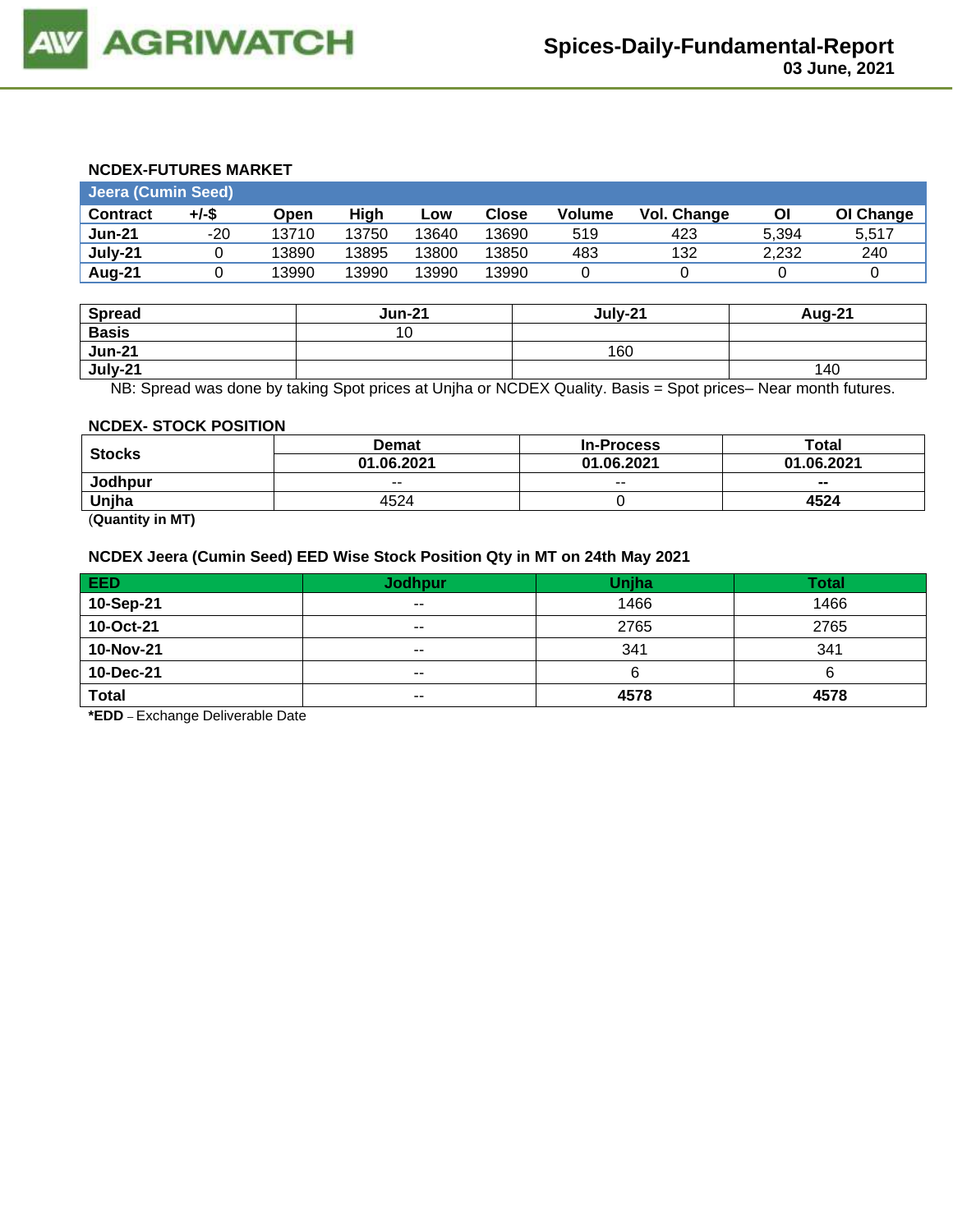### NCDEX-FUTURES MARKET

| Jeera (Cumin Seed) | | | | | | | | | |
|---|---|---|---|---|---|---|---|---|---|
| **Contract** | **+/-$** | **Open** | **High** | **Low** | **Close** | **Volume** | **Vol. Change** | **OI** | **OI Change** |
| **Jun-21** | -20 | 13710 | 13750 | 13640 | 13690 | 519 | 423 | 5,394 | 5,517 |
| **July-21** | 0 | 13890 | 13895 | 13800 | 13850 | 483 | 132 | 2,232 | 240 |
| **Aug-21** | 0 | 13990 | 13990 | 13990 | 13990 | 0 | 0 | 0 | 0 |

| **Spread** | **Jun-21** | **July-21** | **Aug-21** |
|---|---|---|---|
| **Basis** | 10 | | |
| **Jun-21** | | 160 | |
| **July-21** | | | 140 |

NB: Spread was done by taking Spot prices at Unjha or NCDEX Quality. Basis = Spot prices– Near month futures.

### NCDEX- STOCK POSITION

| **Stocks** | **Demat** | **In-Process** | **Total** |
|---|---|---|---|
| | **01.06.2021** | **01.06.2021** | **01.06.2021** |
| **Jodhpur** | -- | -- | **--** |
| **Unjha** | 4524 | 0 | **4524** |

(**Quantity in MT)**

### NCDEX Jeera (Cumin Seed) EED Wise Stock Position Qty in MT on 24th May 2021

| **EED** | **Jodhpur** | **Unjha** | **Total** |
|---|---|---|---|
| **10-Sep-21** | -- | 1466 | 1466 |
| **10-Oct-21** | -- | 2765 | 2765 |
| **10-Nov-21** | -- | 341 | 341 |
| **10-Dec-21** | -- | 6 | 6 |
| **Total** | -- | **4578** | **4578** |

***EDD** – Exchange Deliverable Date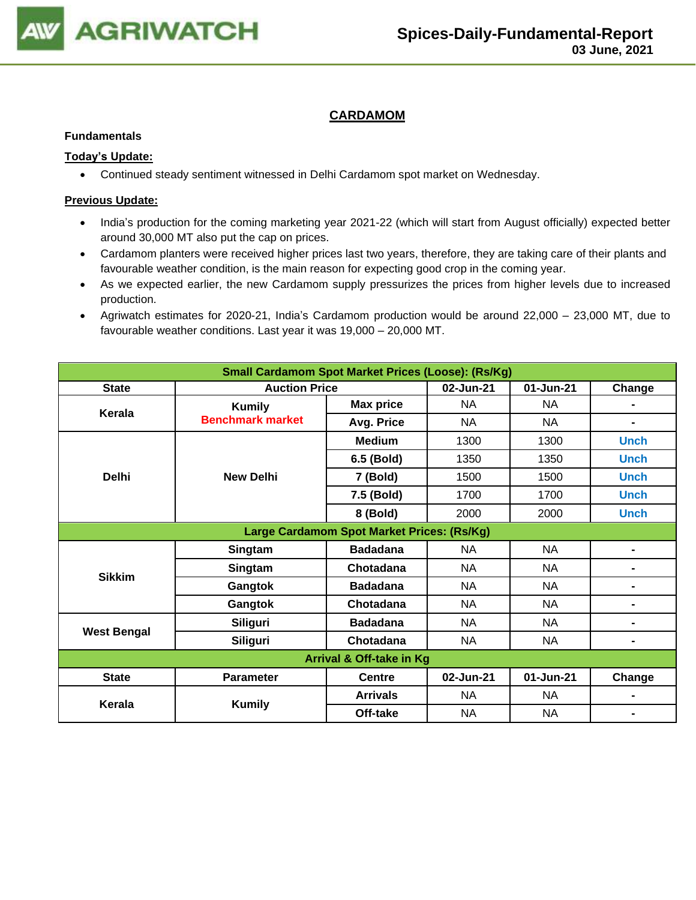## CARDAMOM

**Fundamentals**

**Today's Update:**

- Continued steady sentiment witnessed in Delhi Cardamom spot market on Wednesday.

**Previous Update:**

- India's production for the coming marketing year 2021-22 (which will start from August officially) expected better around 30,000 MT also put the cap on prices.
- Cardamom planters were received higher prices last two years, therefore, they are taking care of their plants and favourable weather condition, is the main reason for expecting good crop in the coming year.
- As we expected earlier, the new Cardamom supply pressurizes the prices from higher levels due to increased production.
- Agriwatch estimates for 2020-21, India's Cardamom production would be around 22,000 – 23,000 MT, due to favourable weather conditions. Last year it was 19,000 – 20,000 MT.

| Small Cardamom Spot Market Prices (Loose): (Rs/Kg) | | | | | |
|---|---|---|---|---|---|
| State | Auction Price | | 02-Jun-21 | 01-Jun-21 | Change |
| Kerala | Kumily Benchmark market | Max price | NA | NA | - |
| | | Avg. Price | NA | NA | - |
| Delhi | New Delhi | Medium | 1300 | 1300 | Unch |
| | | 6.5 (Bold) | 1350 | 1350 | Unch |
| | | 7 (Bold) | 1500 | 1500 | Unch |
| | | 7.5 (Bold) | 1700 | 1700 | Unch |
| | | 8 (Bold) | 2000 | 2000 | Unch |
| **Large Cardamom Spot Market Prices: (Rs/Kg)** | | | | | |
| Sikkim | Singtam | Badadana | NA | NA | - |
| | Singtam | Chotadana | NA | NA | - |
| | Gangtok | Badadana | NA | NA | - |
| | Gangtok | Chotadana | NA | NA | - |
| West Bengal | Siliguri | Badadana | NA | NA | - |
| | Siliguri | Chotadana | NA | NA | - |
| **Arrival & Off-take in Kg** | | | | | |
| State | Parameter | Centre | 02-Jun-21 | 01-Jun-21 | Change |
| Kerala | Kumily | Arrivals | NA | NA | - |
| | | Off-take | NA | NA | - |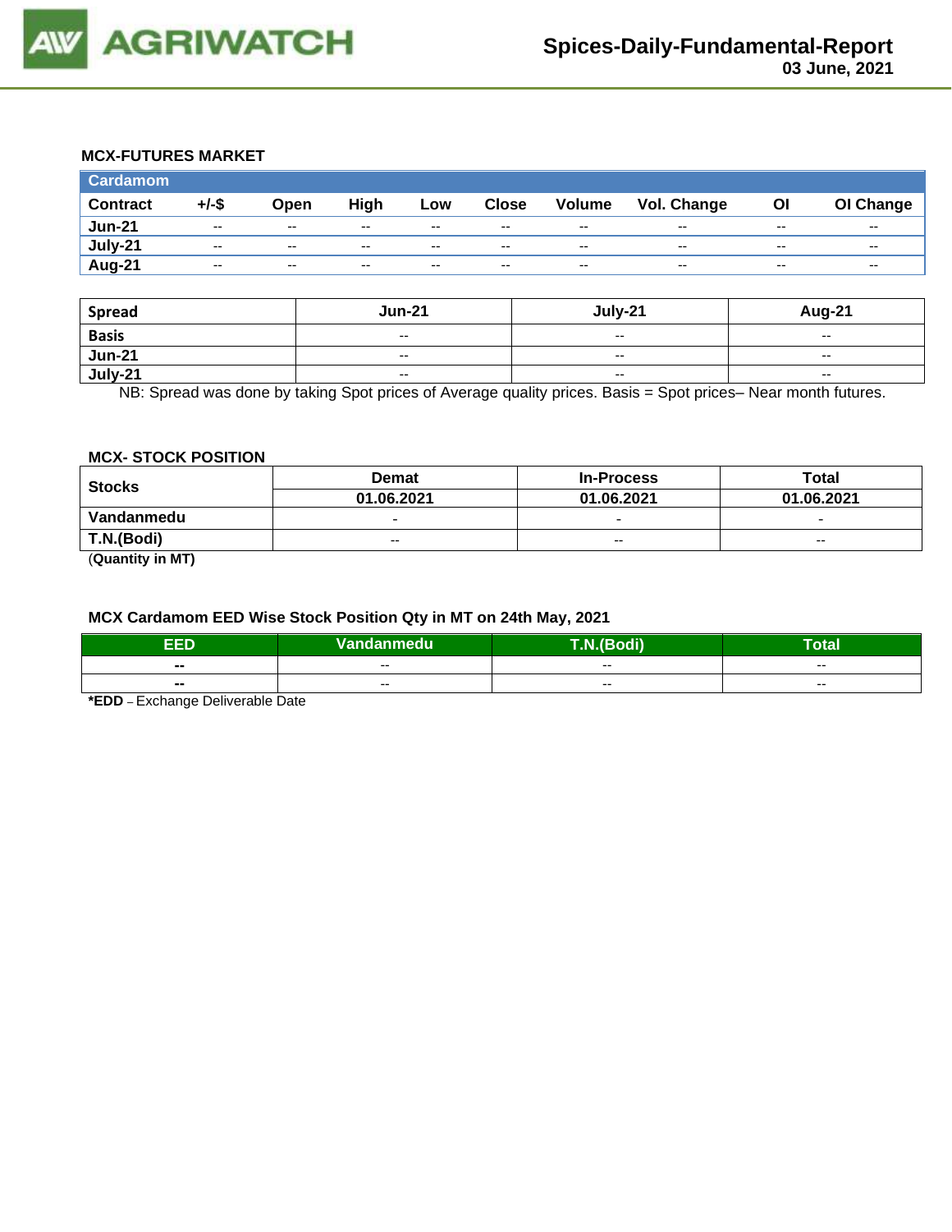### MCX-FUTURES MARKET

| Cardamom | | | | | | | | | |
|---|---|---|---|---|---|---|---|---|---|
| **Contract** | **+/-$** | **Open** | **High** | **Low** | **Close** | **Volume** | **Vol. Change** | **OI** | **OI Change** |
| **Jun-21** | -- | -- | -- | -- | -- | -- | -- | -- | -- |
| **July-21** | -- | -- | -- | -- | -- | -- | -- | -- | -- |
| **Aug-21** | -- | -- | -- | -- | -- | -- | -- | -- | -- |

| Spread | Jun-21 | July-21 | Aug-21 |
|---|---|---|---|
| **Basis** | -- | -- | -- |
| **Jun-21** | -- | -- | -- |
| **July-21** | -- | -- | -- |

NB: Spread was done by taking Spot prices of Average quality prices. Basis = Spot prices– Near month futures.

### MCX- STOCK POSITION

| Stocks | Demat | In-Process | Total |
|---|---|---|---|
| | **01.06.2021** | **01.06.2021** | **01.06.2021** |
| **Vandanmedu** | - | - | - |
| **T.N.(Bodi)** | -- | -- | -- |

(**Quantity in MT)**

### MCX Cardamom EED Wise Stock Position Qty in MT on 24th May, 2021

| EED | Vandanmedu | T.N.(Bodi) | Total |
|---|---|---|---|
| **--** | -- | -- | -- |
| **--** | -- | -- | -- |

***EDD** – Exchange Deliverable Date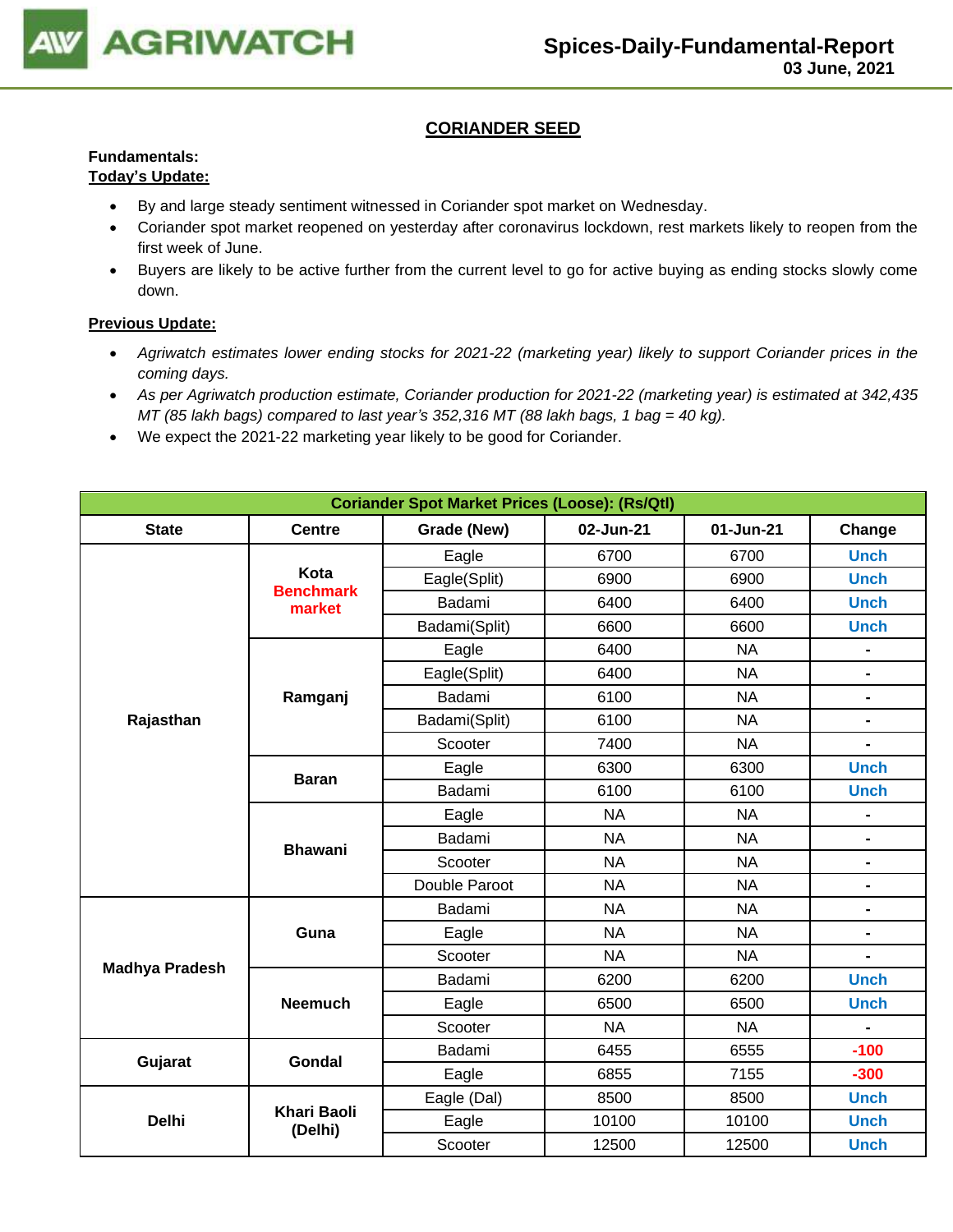## CORIANDER SEED

**Fundamentals:**

**Today's Update:**

- By and large steady sentiment witnessed in Coriander spot market on Wednesday.
- Coriander spot market reopened on yesterday after coronavirus lockdown, rest markets likely to reopen from the first week of June.
- Buyers are likely to be active further from the current level to go for active buying as ending stocks slowly come down.

**Previous Update:**

- *Agriwatch estimates lower ending stocks for 2021-22 (marketing year) likely to support Coriander prices in the coming days.*
- *As per Agriwatch production estimate, Coriander production for 2021-22 (marketing year) is estimated at 342,435 MT (85 lakh bags) compared to last year's 352,316 MT (88 lakh bags, 1 bag = 40 kg).*
- We expect the 2021-22 marketing year likely to be good for Coriander.

| Coriander Spot Market Prices (Loose): (Rs/Qtl) | | | | | |
|---|---|---|---|---|---|
| **State** | **Centre** | **Grade (New)** | **02-Jun-21** | **01-Jun-21** | **Change** |
| Rajasthan | Kota Benchmark market | Eagle | 6700 | 6700 | Unch |
| | | Eagle(Split) | 6900 | 6900 | Unch |
| | | Badami | 6400 | 6400 | Unch |
| | | Badami(Split) | 6600 | 6600 | Unch |
| | Ramganj | Eagle | 6400 | NA | - |
| | | Eagle(Split) | 6400 | NA | - |
| | | Badami | 6100 | NA | - |
| | | Badami(Split) | 6100 | NA | - |
| | | Scooter | 7400 | NA | - |
| | Baran | Eagle | 6300 | 6300 | Unch |
| | | Badami | 6100 | 6100 | Unch |
| | Bhawani | Eagle | NA | NA | - |
| | | Badami | NA | NA | - |
| | | Scooter | NA | NA | - |
| | | Double Paroot | NA | NA | - |
| Madhya Pradesh | Guna | Badami | NA | NA | - |
| | | Eagle | NA | NA | - |
| | | Scooter | NA | NA | - |
| | Neemuch | Badami | 6200 | 6200 | Unch |
| | | Eagle | 6500 | 6500 | Unch |
| | | Scooter | NA | NA | - |
| Gujarat | Gondal | Badami | 6455 | 6555 | -100 |
| | | Eagle | 6855 | 7155 | -300 |
| Delhi | Khari Baoli (Delhi) | Eagle (Dal) | 8500 | 8500 | Unch |
| | | Eagle | 10100 | 10100 | Unch |
| | | Scooter | 12500 | 12500 | Unch |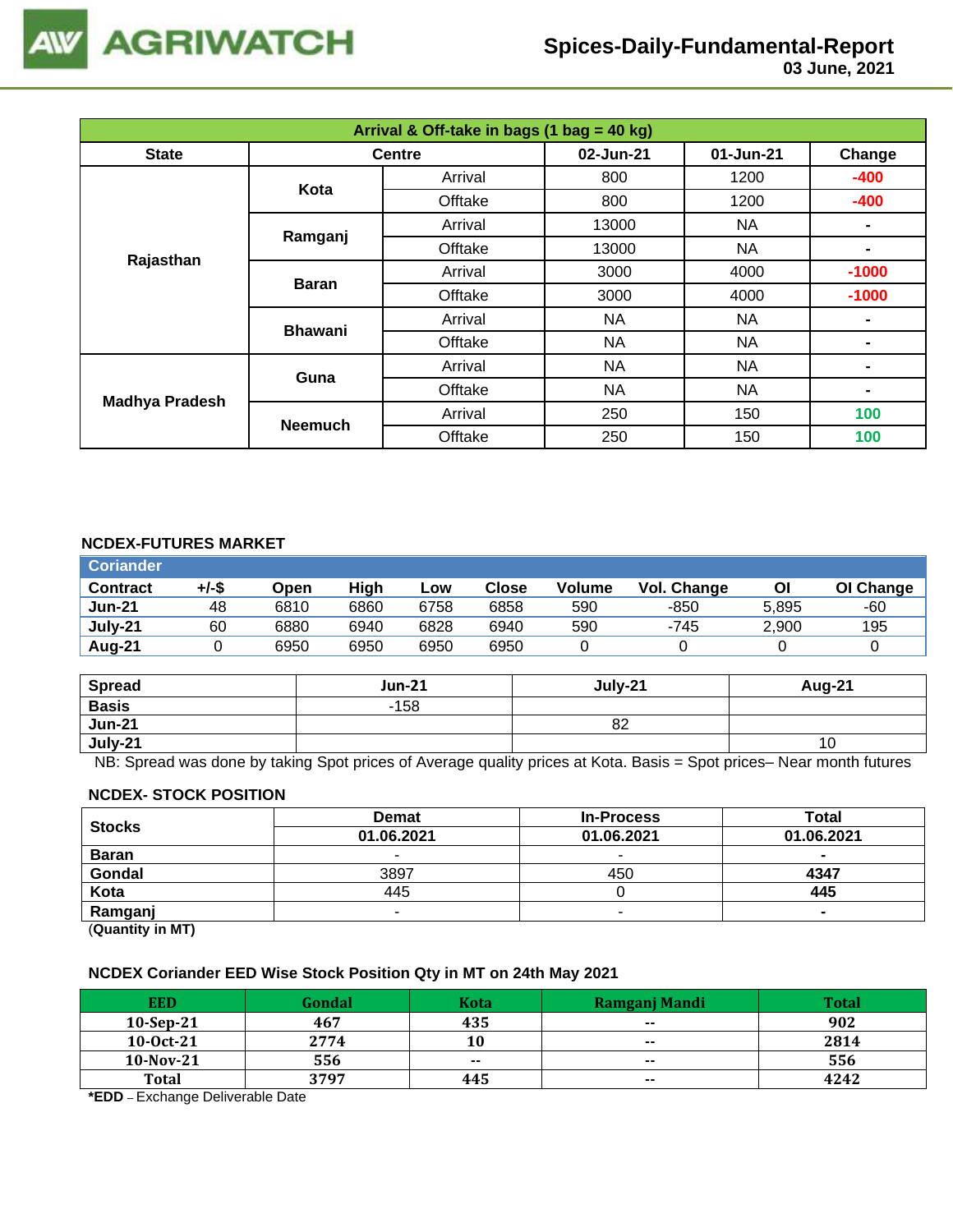# AGRIWATCH

## Spices-Daily-Fundamental-Report
**03 June, 2021**

| Arrival & Off-take in bags (1 bag = 40 kg) | | | | | |
|---|---|---|---|---|---|
| **State** | **Centre** | | **02-Jun-21** | **01-Jun-21** | **Change** |
| **Rajasthan** | **Kota** | Arrival | 800 | 1200 | -400 |
| | | Offtake | 800 | 1200 | -400 |
| | **Ramganj** | Arrival | 13000 | NA | - |
| | | Offtake | 13000 | NA | - |
| | **Baran** | Arrival | 3000 | 4000 | -1000 |
| | | Offtake | 3000 | 4000 | -1000 |
| | **Bhawani** | Arrival | NA | NA | - |
| | | Offtake | NA | NA | - |
| **Madhya Pradesh** | **Guna** | Arrival | NA | NA | - |
| | | Offtake | NA | NA | - |
| | **Neemuch** | Arrival | 250 | 150 | 100 |
| | | Offtake | 250 | 150 | 100 |

### NCDEX-FUTURES MARKET

| Coriander | | | | | | | | | |
|---|---|---|---|---|---|---|---|---|---|
| **Contract** | **+/-$** | **Open** | **High** | **Low** | **Close** | **Volume** | **Vol. Change** | **OI** | **OI Change** |
| **Jun-21** | 48 | 6810 | 6860 | 6758 | 6858 | 590 | -850 | 5,895 | -60 |
| **July-21** | 60 | 6880 | 6940 | 6828 | 6940 | 590 | -745 | 2,900 | 195 |
| **Aug-21** | 0 | 6950 | 6950 | 6950 | 6950 | 0 | 0 | 0 | 0 |

| **Spread** | **Jun-21** | **July-21** | **Aug-21** |
|---|---|---|---|
| **Basis** | -158 | | |
| **Jun-21** | | 82 | |
| **July-21** | | | 10 |

NB: Spread was done by taking Spot prices of Average quality prices at Kota. Basis = Spot prices– Near month futures

### NCDEX- STOCK POSITION

| **Stocks** | **Demat** | **In-Process** | **Total** |
|---|---|---|---|
| | **01.06.2021** | **01.06.2021** | **01.06.2021** |
| **Baran** | - | - | **-** |
| **Gondal** | 3897 | 450 | **4347** |
| **Kota** | 445 | 0 | **445** |
| **Ramganj** | - | - | **-** |

(**Quantity in MT**)

### NCDEX Coriander EED Wise Stock Position Qty in MT on 24th May 2021

| **EED** | **Gondal** | **Kota** | **Ramganj Mandi** | **Total** |
|---|---|---|---|---|
| **10-Sep-21** | **467** | **435** | **--** | **902** |
| **10-Oct-21** | **2774** | **10** | **--** | **2814** |
| **10-Nov-21** | **556** | **--** | **--** | **556** |
| **Total** | **3797** | **445** | **--** | **4242** |

***EDD** – Exchange Deliverable Date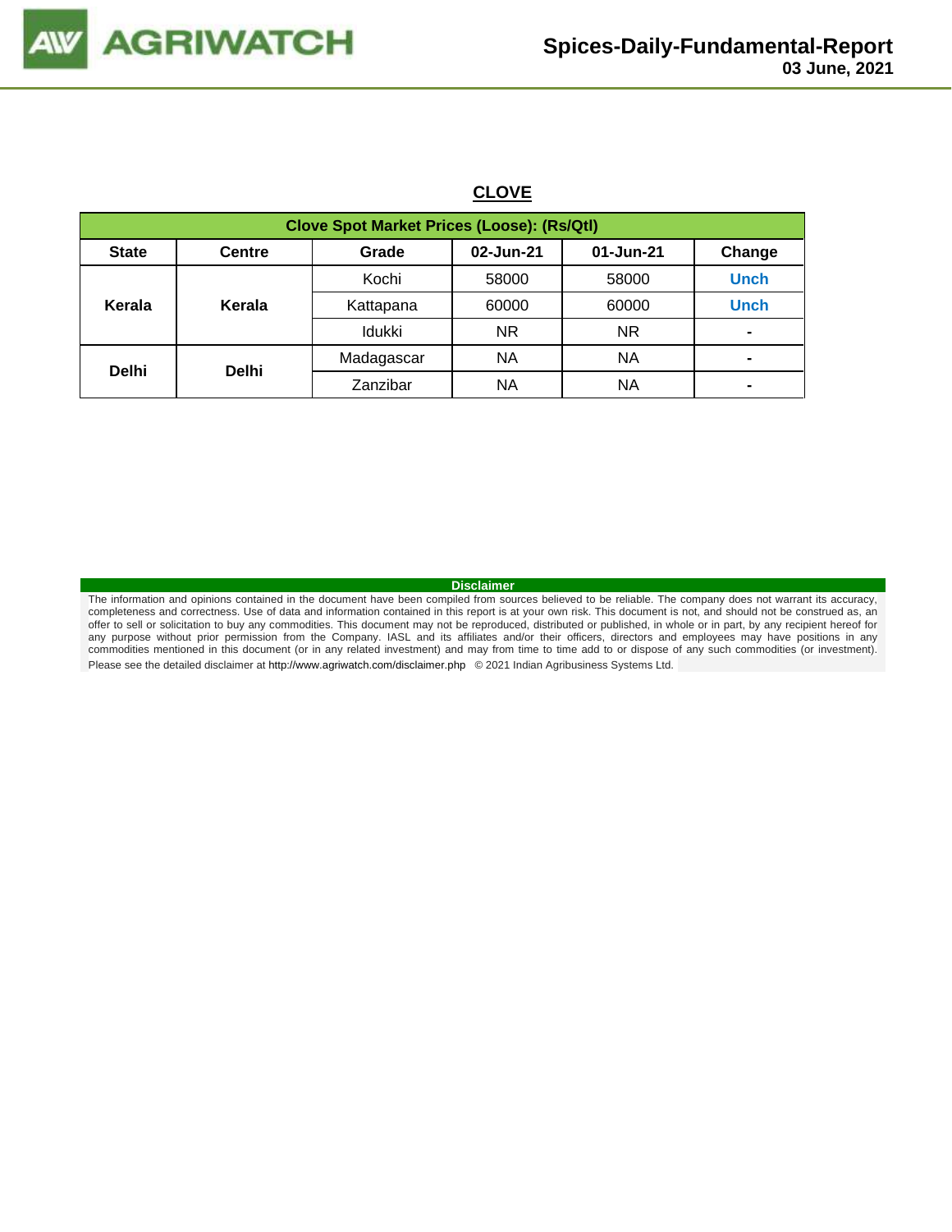## CLOVE

| Clove Spot Market Prices (Loose): (Rs/Qtl) | | | | | |
|---|---|---|---|---|---|
| **State** | **Centre** | **Grade** | **02-Jun-21** | **01-Jun-21** | **Change** |
| **Kerala** | **Kerala** | Kochi | 58000 | 58000 | **Unch** |
| | | Kattapana | 60000 | 60000 | **Unch** |
| | | Idukki | NR | NR | **-** |
| **Delhi** | **Delhi** | Madagascar | NA | NA | **-** |
| | | Zanzibar | NA | NA | **-** |

**Disclaimer**

The information and opinions contained in the document have been compiled from sources believed to be reliable. The company does not warrant its accuracy, completeness and correctness. Use of data and information contained in this report is at your own risk. This document is not, and should not be construed as, an offer to sell or solicitation to buy any commodities. This document may not be reproduced, distributed or published, in whole or in part, by any recipient hereof for any purpose without prior permission from the Company. IASL and its affiliates and/or their officers, directors and employees may have positions in any commodities mentioned in this document (or in any related investment) and may from time to time add to or dispose of any such commodities (or investment). Please see the detailed disclaimer at http://www.agriwatch.com/disclaimer.php © 2021 Indian Agribusiness Systems Ltd.